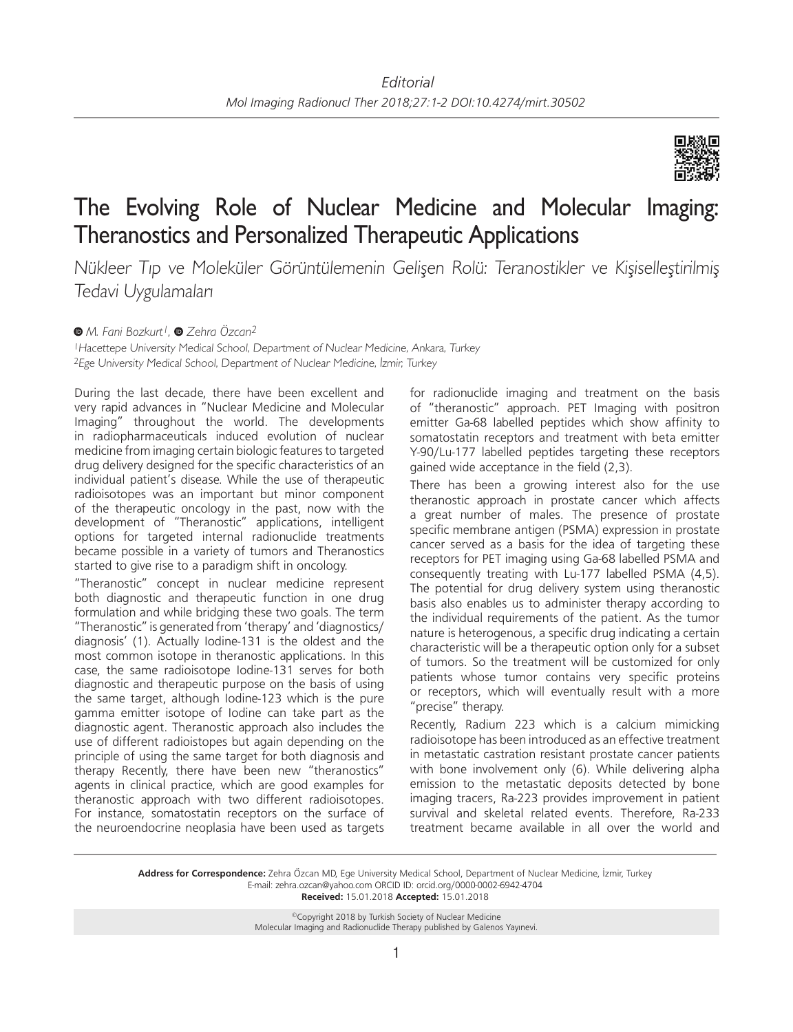Editorial

# The Evolving Role of Nuclear Medicine and Molecular Imaging: Theranostics and Personalized Therapeutic Applications

*Nükleer Tıp ve Moleküler Görüntülemenin Gelişen Rolü: Teranostikler ve Kişiselleştirilmiş Tedavi Uygulamaları*

*M. Fani Bozkurt[1], Zehra Özcan[2]*

[1]*Hacettepe University Medical School, Department of Nuclear Medicine, Ankara, Turkey*
[2]*Ege University Medical School, Department of Nuclear Medicine, İzmir, Turkey*

During the last decade, there have been excellent and very rapid advances in "Nuclear Medicine and Molecular Imaging" throughout the world. The developments in radiopharmaceuticals induced evolution of nuclear medicine from imaging certain biologic features to targeted drug delivery designed for the specific characteristics of an individual patient's disease. While the use of therapeutic radioisotopes was an important but minor component of the therapeutic oncology in the past, now with the development of "Theranostic" applications, intelligent options for targeted internal radionuclide treatments became possible in a variety of tumors and Theranostics started to give rise to a paradigm shift in oncology.

"Theranostic" concept in nuclear medicine represent both diagnostic and therapeutic function in one drug formulation and while bridging these two goals. The term "Theranostic" is generated from 'therapy' and 'diagnostics/diagnosis' (1). Actually Iodine-131 is the oldest and the most common isotope in theranostic applications. In this case, the same radioisotope Iodine-131 serves for both diagnostic and therapeutic purpose on the basis of using the same target, although Iodine-123 which is the pure gamma emitter isotope of Iodine can take part as the diagnostic agent. Theranostic approach also includes the use of different radioistopes but again depending on the principle of using the same target for both diagnosis and therapy Recently, there have been new "theranostics" agents in clinical practice, which are good examples for theranostic approach with two different radioisotopes. For instance, somatostatin receptors on the surface of the neuroendocrine neoplasia have been used as targets for radionuclide imaging and treatment on the basis of "theranostic" approach. PET Imaging with positron emitter Ga-68 labelled peptides which show affinity to somatostatin receptors and treatment with beta emitter Y-90/Lu-177 labelled peptides targeting these receptors gained wide acceptance in the field (2,3).

There has been a growing interest also for the use theranostic approach in prostate cancer which affects a great number of males. The presence of prostate specific membrane antigen (PSMA) expression in prostate cancer served as a basis for the idea of targeting these receptors for PET imaging using Ga-68 labelled PSMA and consequently treating with Lu-177 labelled PSMA (4,5). The potential for drug delivery system using theranostic basis also enables us to administer therapy according to the individual requirements of the patient. As the tumor nature is heterogenous, a specific drug indicating a certain characteristic will be a therapeutic option only for a subset of tumors. So the treatment will be customized for only patients whose tumor contains very specific proteins or receptors, which will eventually result with a more "precise" therapy.

Recently, Radium 223 which is a calcium mimicking radioisotope has been introduced as an effective treatment in metastatic castration resistant prostate cancer patients with bone involvement only (6). While delivering alpha emission to the metastatic deposits detected by bone imaging tracers, Ra-223 provides improvement in patient survival and skeletal related events. Therefore, Ra-233 treatment became available in all over the world and

**Address for Correspondence:** Zehra Özcan MD, Ege University Medical School, Department of Nuclear Medicine, İzmir, Turkey
E-mail: zehra.ozcan@yahoo.com ORCID ID: orcid.org/0000-0002-6942-4704
**Received:** 15.01.2018 **Accepted:** 15.01.2018

©Copyright 2018 by Turkish Society of Nuclear Medicine
Molecular Imaging and Radionuclide Therapy published by Galenos Yayınevi.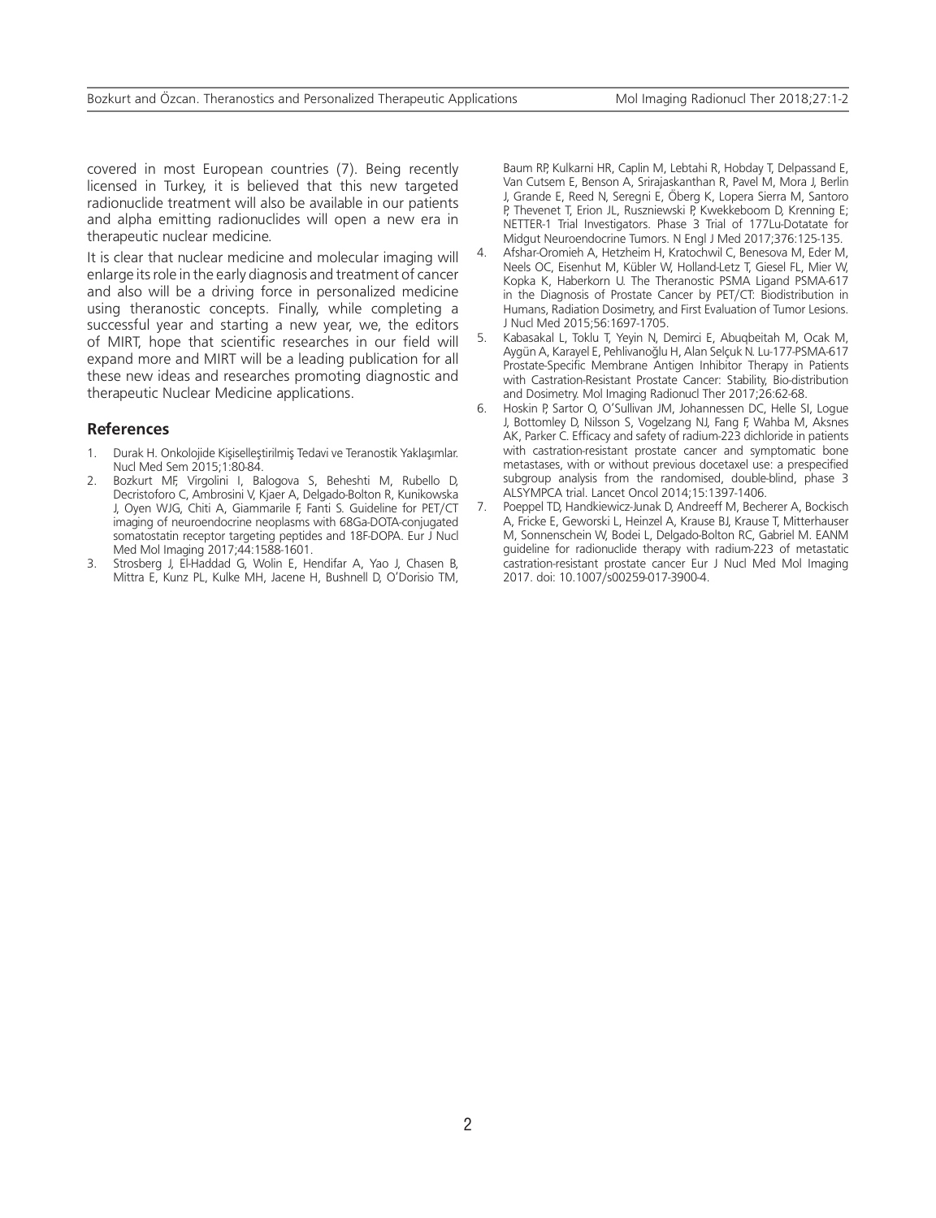covered in most European countries (7). Being recently licensed in Turkey, it is believed that this new targeted radionuclide treatment will also be available in our patients and alpha emitting radionuclides will open a new era in therapeutic nuclear medicine.

It is clear that nuclear medicine and molecular imaging will enlarge its role in the early diagnosis and treatment of cancer and also will be a driving force in personalized medicine using theranostic concepts. Finally, while completing a successful year and starting a new year, we, the editors of MIRT, hope that scientific researches in our field will expand more and MIRT will be a leading publication for all these new ideas and researches promoting diagnostic and therapeutic Nuclear Medicine applications.

## References

1. Durak H. Onkolojide Kişiselleştirilmiş Tedavi ve Teranostik Yaklaşımlar. Nucl Med Sem 2015;1:80-84.
2. Bozkurt MF, Virgolini I, Balogova S, Beheshti M, Rubello D, Decristoforo C, Ambrosini V, Kjaer A, Delgado-Bolton R, Kunikowska J, Oyen WJG, Chiti A, Giammarile F, Fanti S. Guideline for PET/CT imaging of neuroendocrine neoplasms with 68Ga-DOTA-conjugated somatostatin receptor targeting peptides and 18F-DOPA. Eur J Nucl Med Mol Imaging 2017;44:1588-1601.
3. Strosberg J, El-Haddad G, Wolin E, Hendifar A, Yao J, Chasen B, Mittra E, Kunz PL, Kulke MH, Jacene H, Bushnell D, O'Dorisio TM, Baum RP, Kulkarni HR, Caplin M, Lebtahi R, Hobday T, Delpassand E, Van Cutsem E, Benson A, Srirajaskanthan R, Pavel M, Mora J, Berlin J, Grande E, Reed N, Seregni E, Öberg K, Lopera Sierra M, Santoro P, Thevenet T, Erion JL, Ruszniewski P, Kwekkeboom D, Krenning E; NETTER-1 Trial Investigators. Phase 3 Trial of 177Lu-Dotatate for Midgut Neuroendocrine Tumors. N Engl J Med 2017;376:125-135.
4. Afshar-Oromieh A, Hetzheim H, Kratochwil C, Benesova M, Eder M, Neels OC, Eisenhut M, Kübler W, Holland-Letz T, Giesel FL, Mier W, Kopka K, Haberkorn U. The Theranostic PSMA Ligand PSMA-617 in the Diagnosis of Prostate Cancer by PET/CT: Biodistribution in Humans, Radiation Dosimetry, and First Evaluation of Tumor Lesions. J Nucl Med 2015;56:1697-1705.
5. Kabasakal L, Toklu T, Yeyin N, Demirci E, Abuqbeitah M, Ocak M, Aygün A, Karayel E, Pehlivanoğlu H, Alan Selçuk N. Lu-177-PSMA-617 Prostate-Specific Membrane Antigen Inhibitor Therapy in Patients with Castration-Resistant Prostate Cancer: Stability, Bio-distribution and Dosimetry. Mol Imaging Radionucl Ther 2017;26:62-68.
6. Hoskin P, Sartor O, O'Sullivan JM, Johannessen DC, Helle SI, Logue J, Bottomley D, Nilsson S, Vogelzang NJ, Fang F, Wahba M, Aksnes AK, Parker C. Efficacy and safety of radium-223 dichloride in patients with castration-resistant prostate cancer and symptomatic bone metastases, with or without previous docetaxel use: a prespecified subgroup analysis from the randomised, double-blind, phase 3 ALSYMPCA trial. Lancet Oncol 2014;15:1397-1406.
7. Poeppel TD, Handkiewicz-Junak D, Andreeff M, Becherer A, Bockisch A, Fricke E, Geworski L, Heinzel A, Krause BJ, Krause T, Mitterhauser M, Sonnenschein W, Bodei L, Delgado-Bolton RC, Gabriel M. EANM guideline for radionuclide therapy with radium-223 of metastatic castration-resistant prostate cancer Eur J Nucl Med Mol Imaging 2017. doi: 10.1007/s00259-017-3900-4.